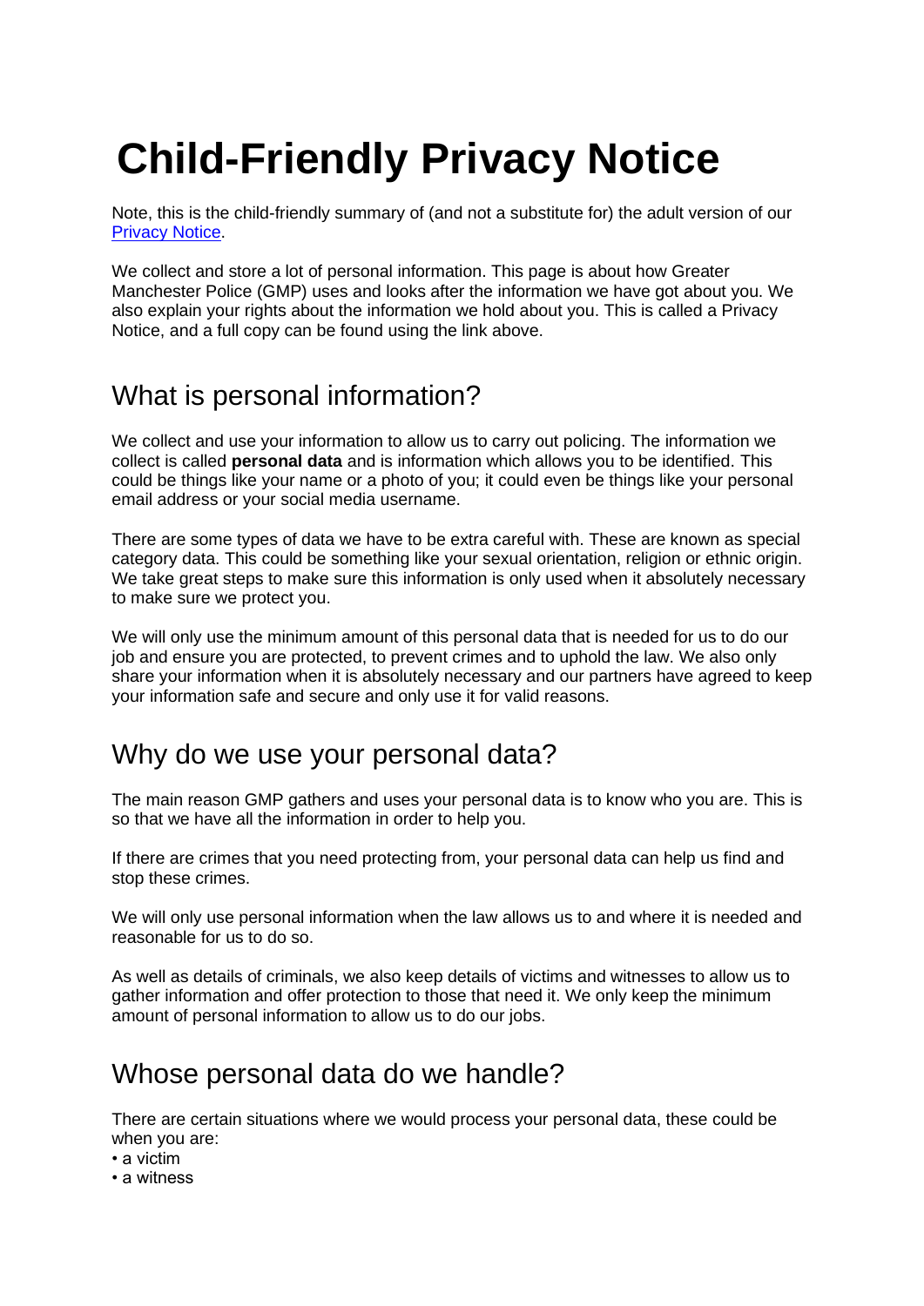# Child-Friendly Privacy Notice

Note, this is the child-friendly summary of (and not a substitute for) the adult version of our Privacy Notice.

We collect and store a lot of personal information. This page is about how Greater Manchester Police (GMP) uses and looks after the information we have got about you. We also explain your rights about the information we hold about you. This is called a Privacy Notice, and a full copy can be found using the link above.

## What is personal information?

We collect and use your information to allow us to carry out policing. The information we collect is called **personal data** and is information which allows you to be identified. This could be things like your name or a photo of you; it could even be things like your personal email address or your social media username.

There are some types of data we have to be extra careful with. These are known as special category data. This could be something like your sexual orientation, religion or ethnic origin. We take great steps to make sure this information is only used when it absolutely necessary to make sure we protect you.

We will only use the minimum amount of this personal data that is needed for us to do our job and ensure you are protected, to prevent crimes and to uphold the law. We also only share your information when it is absolutely necessary and our partners have agreed to keep your information safe and secure and only use it for valid reasons.

## Why do we use your personal data?

The main reason GMP gathers and uses your personal data is to know who you are. This is so that we have all the information in order to help you.

If there are crimes that you need protecting from, your personal data can help us find and stop these crimes.

We will only use personal information when the law allows us to and where it is needed and reasonable for us to do so.

As well as details of criminals, we also keep details of victims and witnesses to allow us to gather information and offer protection to those that need it. We only keep the minimum amount of personal information to allow us to do our jobs.

## Whose personal data do we handle?

There are certain situations where we would process your personal data, these could be when you are:

- a victim
- a witness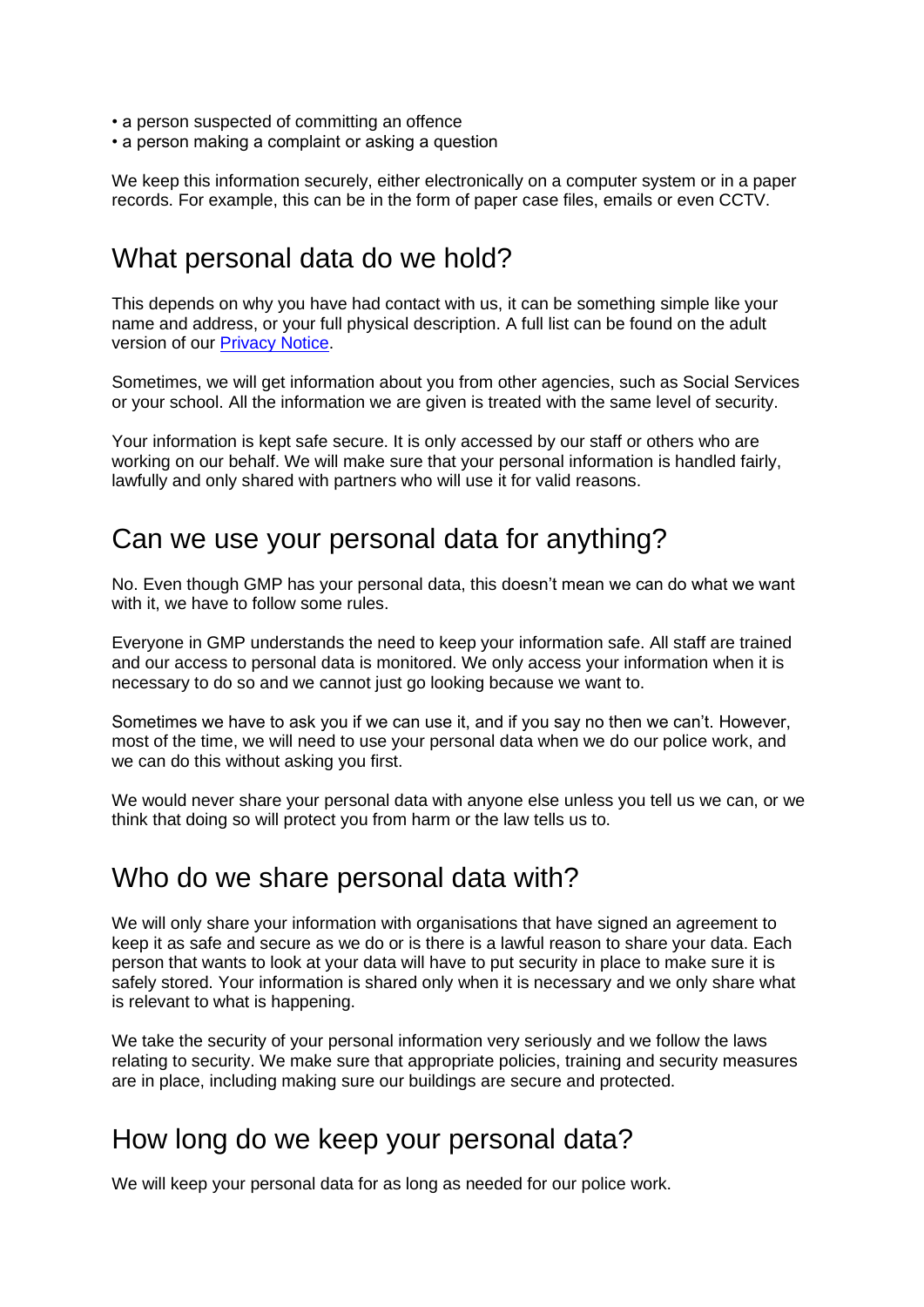- a person suspected of committing an offence
- a person making a complaint or asking a question

We keep this information securely, either electronically on a computer system or in a paper records. For example, this can be in the form of paper case files, emails or even CCTV.

## What personal data do we hold?

This depends on why you have had contact with us, it can be something simple like your name and address, or your full physical description. A full list can be found on the adult version of our [Privacy Notice](#).

Sometimes, we will get information about you from other agencies, such as Social Services or your school. All the information we are given is treated with the same level of security.

Your information is kept safe secure. It is only accessed by our staff or others who are working on our behalf. We will make sure that your personal information is handled fairly, lawfully and only shared with partners who will use it for valid reasons.

## Can we use your personal data for anything?

No. Even though GMP has your personal data, this doesn't mean we can do what we want with it, we have to follow some rules.

Everyone in GMP understands the need to keep your information safe. All staff are trained and our access to personal data is monitored. We only access your information when it is necessary to do so and we cannot just go looking because we want to.

Sometimes we have to ask you if we can use it, and if you say no then we can't. However, most of the time, we will need to use your personal data when we do our police work, and we can do this without asking you first.

We would never share your personal data with anyone else unless you tell us we can, or we think that doing so will protect you from harm or the law tells us to.

## Who do we share personal data with?

We will only share your information with organisations that have signed an agreement to keep it as safe and secure as we do or is there is a lawful reason to share your data. Each person that wants to look at your data will have to put security in place to make sure it is safely stored. Your information is shared only when it is necessary and we only share what is relevant to what is happening.

We take the security of your personal information very seriously and we follow the laws relating to security. We make sure that appropriate policies, training and security measures are in place, including making sure our buildings are secure and protected.

## How long do we keep your personal data?

We will keep your personal data for as long as needed for our police work.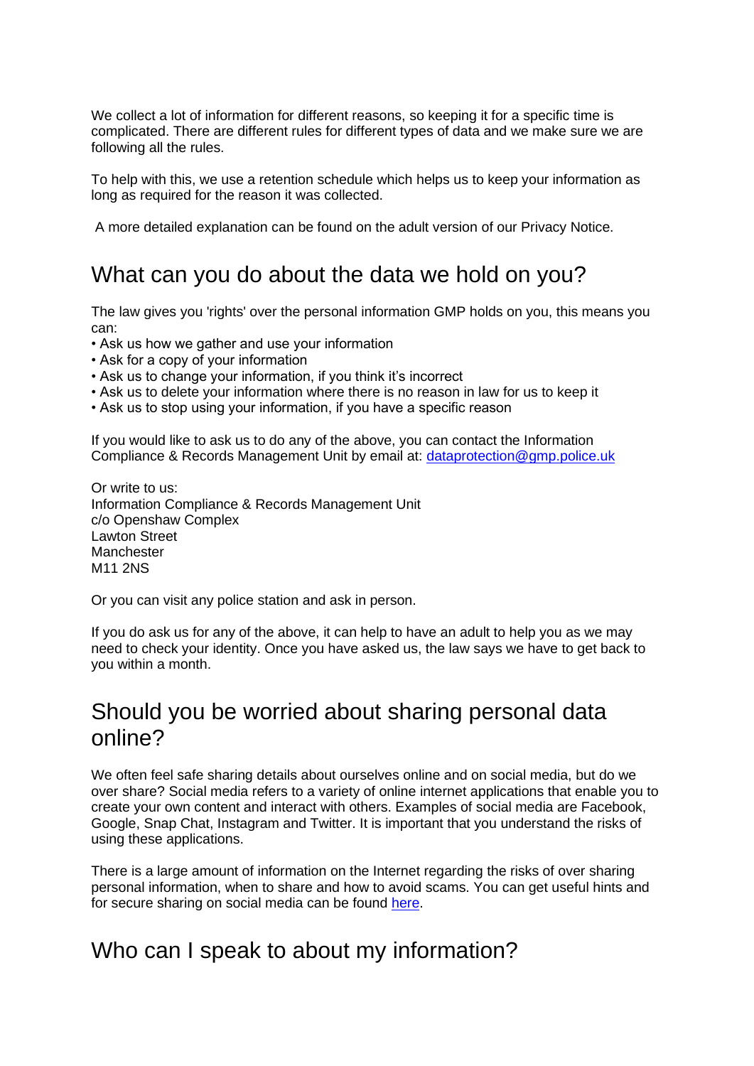We collect a lot of information for different reasons, so keeping it for a specific time is complicated. There are different rules for different types of data and we make sure we are following all the rules.

To help with this, we use a retention schedule which helps us to keep your information as long as required for the reason it was collected.

A more detailed explanation can be found on the adult version of our Privacy Notice.

## What can you do about the data we hold on you?

The law gives you 'rights' over the personal information GMP holds on you, this means you can:

- Ask us how we gather and use your information
- Ask for a copy of your information
- Ask us to change your information, if you think it's incorrect
- Ask us to delete your information where there is no reason in law for us to keep it
- Ask us to stop using your information, if you have a specific reason

If you would like to ask us to do any of the above, you can contact the Information Compliance & Records Management Unit by email at: dataprotection@gmp.police.uk

Or write to us:
Information Compliance & Records Management Unit
c/o Openshaw Complex
Lawton Street
Manchester
M11 2NS

Or you can visit any police station and ask in person.

If you do ask us for any of the above, it can help to have an adult to help you as we may need to check your identity. Once you have asked us, the law says we have to get back to you within a month.

## Should you be worried about sharing personal data online?

We often feel safe sharing details about ourselves online and on social media, but do we over share? Social media refers to a variety of online internet applications that enable you to create your own content and interact with others. Examples of social media are Facebook, Google, Snap Chat, Instagram and Twitter. It is important that you understand the risks of using these applications.

There is a large amount of information on the Internet regarding the risks of over sharing personal information, when to share and how to avoid scams. You can get useful hints and for secure sharing on social media can be found here.

## Who can I speak to about my information?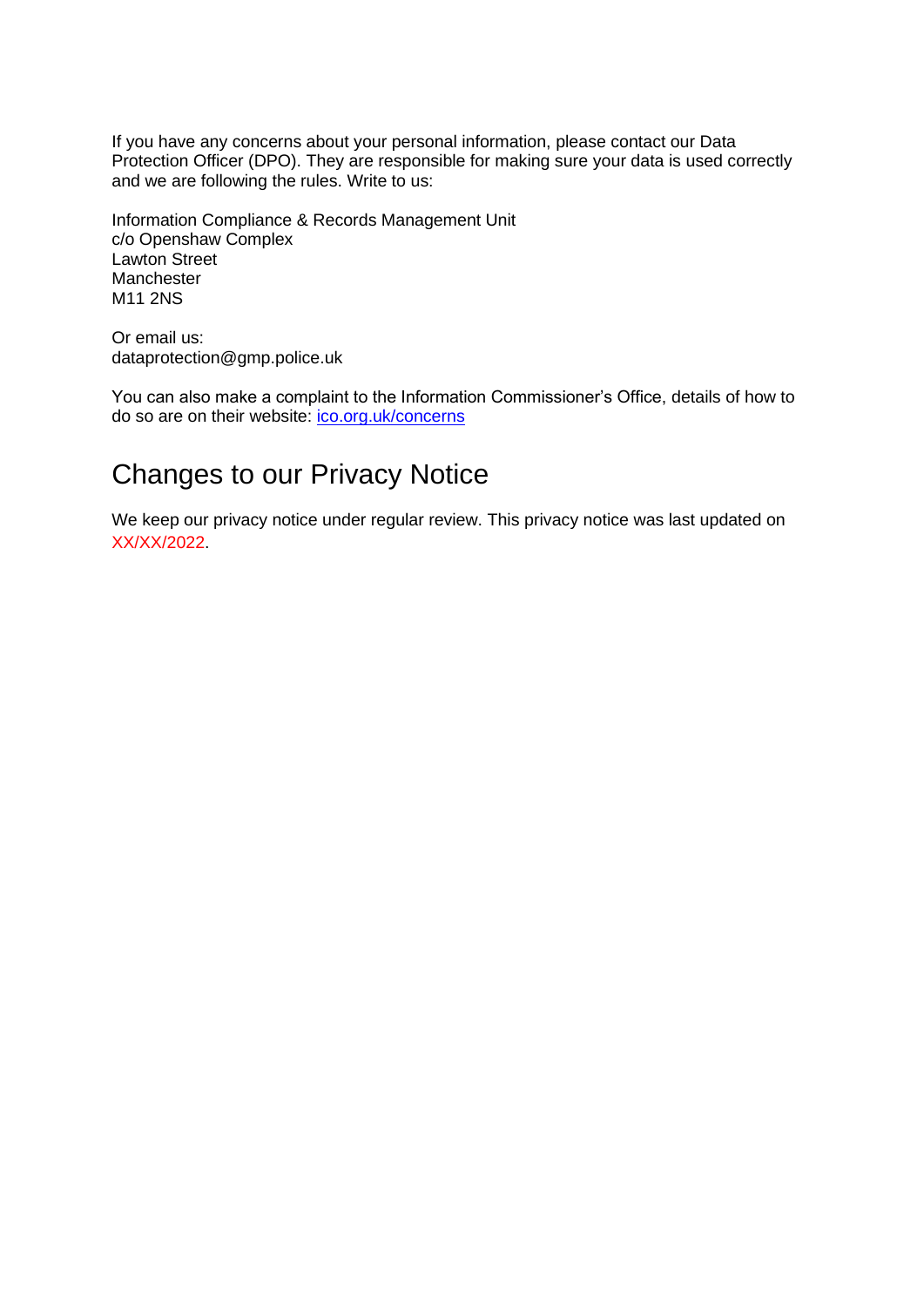If you have any concerns about your personal information, please contact our Data Protection Officer (DPO). They are responsible for making sure your data is used correctly and we are following the rules. Write to us:

Information Compliance & Records Management Unit
c/o Openshaw Complex
Lawton Street
Manchester
M11 2NS

Or email us:
dataprotection@gmp.police.uk

You can also make a complaint to the Information Commissioner's Office, details of how to do so are on their website: [ico.org.uk/concerns](ico.org.uk/concerns)

## Changes to our Privacy Notice

We keep our privacy notice under regular review. This privacy notice was last updated on XX/XX/2022.